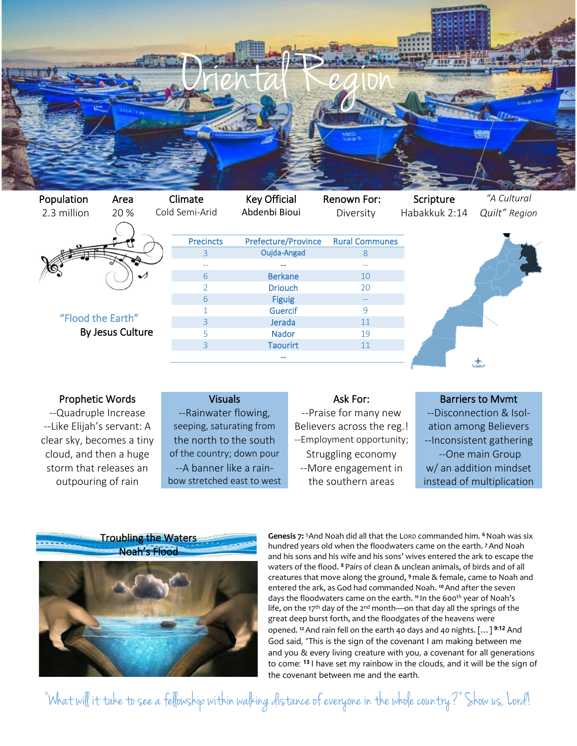# Oriental Region

| Population | Area | Climate | Key Official | Renown For: | Scripture | *"A Cultural Quilt" Region* |
|---|---|---|---|---|---|---|
| 2.3 million | 20 % | Cold Semi-Arid | Abdenbi Bioui | Diversity | Habakkuk 2:14 | |

"Flood the Earth"
By Jesus Culture

| Precincts | Prefecture/Province | Rural Communes |
|---|---|---|
| 3 | Oujda-Angad | 8 |
| -- | -- | -- |
| 6 | Berkane | 10 |
| 2 | Driouch | 20 |
| 6 | Figuig | -- |
| 1 | Guercif | 9 |
| 3 | Jerada | 11 |
| 5 | Nador | 19 |
| 3 | Taourirt | 11 |
| | -- | |

### Prophetic Words
--Quadruple Increase
--Like Elijah's servant: A clear sky, becomes a tiny cloud, and then a huge storm that releases an outpouring of rain

### Visuals
--Rainwater flowing, seeping, saturating from the north to the south of the country; down pour
--A banner like a rainbow stretched east to west

### Ask For:
--Praise for many new Believers across the reg.!
--Employment opportunity; Struggling economy
--More engagement in the southern areas

### Barriers to Mvmt
--Disconnection & Isolation among Believers
--Inconsistent gathering
--One main Group w/ an addition mindset instead of multiplication

### Troubling the Waters
### Noah's Flood

**Genesis 7:** [5]And Noah did all that the LORD commanded him. **[6]** Noah was six hundred years old when the floodwaters came on the earth. [7] And Noah and his sons and his wife and his sons' wives entered the ark to escape the waters of the flood. **[8]** Pairs of clean & unclean animals, of birds and of all creatures that move along the ground, **[9]** male & female, came to Noah and entered the ark, as God had commanded Noah. **[10]** And after the seven days the floodwaters came on the earth. **[11]** In the 600th year of Noah's life, on the 17th day of the 2nd month—on that day all the springs of the great deep burst forth, and the floodgates of the heavens were opened. **[12]** And rain fell on the earth 40 days and 40 nights. [...] **[9:12]** And God said, "This is the sign of the covenant I am making between me and you & every living creature with you, a covenant for all generations to come: **[13]** I have set my rainbow in the clouds, and it will be the sign of the covenant between me and the earth.

*"What will it take to see a fellowship within walking distance of everyone in the whole country?" Show us, Lord!*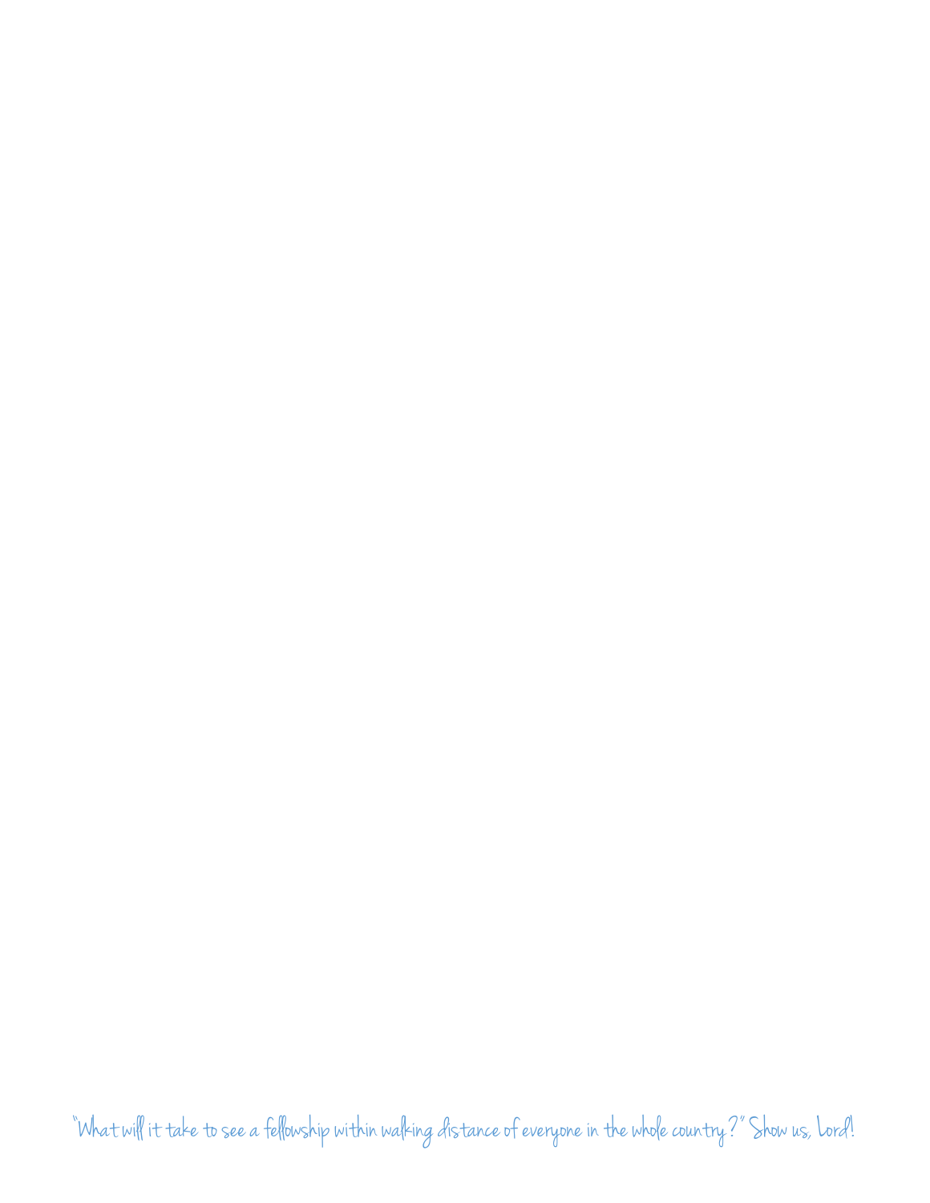"What will it take to see a fellowship within walking distance of everyone in the whole country?" Show us, Lord!